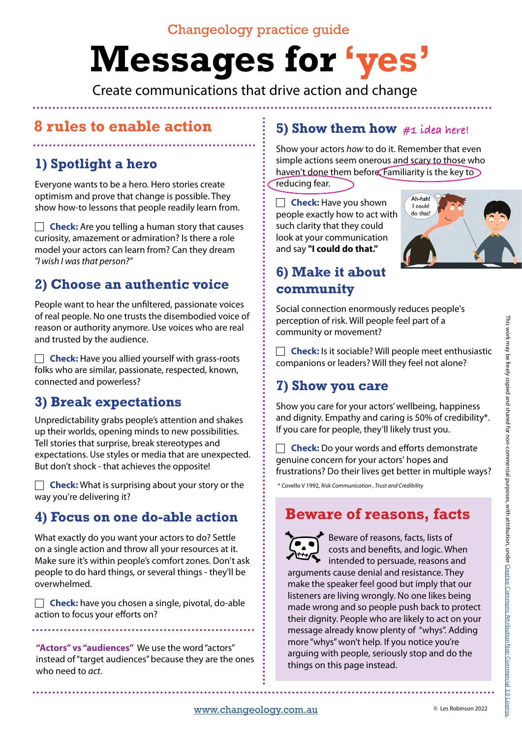Changeology practice guide

# Messages for 'yes'

Create communications that drive action and change

## 8 rules to enable action

### 1) Spotlight a hero

Everyone wants to be a hero. Hero stories create optimism and prove that change is possible. They show how-to lessons that people readily learn from.

☐ **Check:** Are you telling a human story that causes curiosity, amazement or admiration? Is there a role model your actors can learn from? Can they dream *"I wish I was that person?"*

### 2) Choose an authentic voice

People want to hear the unfiltered, passionate voices of real people. No one trusts the disembodied voice of reason or authority anymore. Use voices who are real and trusted by the audience.

☐ **Check:** Have you allied yourself with grass-roots folks who are similar, passionate, respected, known, connected and powerless?

### 3) Break expectations

Unpredictability grabs people's attention and shakes up their worlds, opening minds to new possibilities. Tell stories that surprise, break stereotypes and expectations. Use styles or media that are unexpected. But don't shock - that achieves the opposite!

☐ **Check:** What is surprising about your story or the way you're delivering it?

### 4) Focus on one do-able action

What exactly do you want your actors to do? Settle on a single action and throw all your resources at it. Make sure it's within people's comfort zones. Don't ask people to do hard things, or several things - they'll be overwhelmed.

☐ **Check:** have you chosen a single, pivotal, do-able action to focus your efforts on?

**"Actors" vs "audiences"** We use the word "actors" instead of "target audiences" because they are the ones who need to *act*.

### 5) Show them how

#1 idea here!

Show your actors *how* to do it. Remember that even simple actions seem onerous and scary to those who haven't done them before. Familiarity is the key to reducing fear.

☐ **Check:** Have you shown people exactly how to act with such clarity that they could look at your communication and say **"I could do that."**

### 6) Make it about community

Social connection enormously reduces people's perception of risk. Will people feel part of a community or movement?

☐ **Check:** Is it sociable? Will people meet enthusiastic companions or leaders? Will they feel not alone?

### 7) Show you care

Show you care for your actors' wellbeing, happiness and dignity. Empathy and caring is 50% of credibility*. If you care for people, they'll likely trust you.

☐ **Check:** Do your words and efforts demonstrate genuine concern for your actors' hopes and frustrations? Do their lives get better in multiple ways?

\* Covello V 1992, *Risk Communication , Trust and Credibility*

## Beware of reasons, facts

Beware of reasons, facts, lists of costs and benefits, and logic. When intended to persuade, reasons and arguments cause denial and resistance. They make the speaker feel good but imply that our listeners are living wrongly. No one likes being made wrong and so people push back to protect their dignity. People who are likely to act on your message already know plenty of "whys". Adding more "whys" won't help. If you notice you're arguing with people, seriously stop and do the things on this page instead.

This work may be freely copied and shared for non-commercial purposes, with attribution, under Creative Commons Attribution Non Commercial 3.0 License.

www.changeology.com.au

© Les Robinson 2022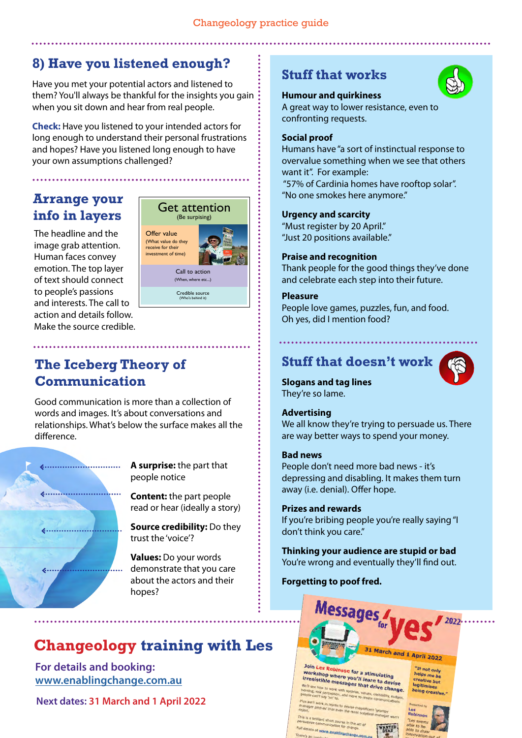## 8) Have you listened enough?

Have you met your potential actors and listened to them? You'll always be thankful for the insights you gain when you sit down and hear from real people.

**Check:** Have you listened to your intended actors for long enough to understand their personal frustrations and hopes? Have you listened long enough to have your own assumptions challenged?

## Arrange your info in layers

The headline and the image grab attention. Human faces convey emotion. The top layer of text should connect to people's passions and interests. The call to action and details follow. Make the source credible.

Get attention
(Be surprising)

Offer value
(What value do they receive for their investment of time)

Call to action
(When, where etc...)

Credible source
(Who's behind it)

## The Iceberg Theory of Communication

Good communication is more than a collection of words and images. It's about conversations and relationships. What's below the surface makes all the difference.

**A surprise:** the part that people notice

**Content:** the part people read or hear (ideally a story)

**Source credibility:** Do they trust the 'voice'?

**Values:** Do your words demonstrate that you care about the actors and their hopes?

## Stuff that works

**Humour and quirkiness**
A great way to lower resistance, even to confronting requests.

**Social proof**
Humans have "a sort of instinctual response to overvalue something when we see that others want it". For example:
"57% of Cardinia homes have rooftop solar".
"No one smokes here anymore."

**Urgency and scarcity**
"Must register by 20 April."
"Just 20 positions available."

**Praise and recognition**
Thank people for the good things they've done and celebrate each step into their future.

**Pleasure**
People love games, puzzles, fun, and food.
Oh yes, did I mention food?

## Stuff that doesn't work

**Slogans and tag lines**
They're so lame.

**Advertising**
We all know they're trying to persuade us. There are way better ways to spend your money.

**Bad news**
People don't need more bad news - it's depressing and disabling. It makes them turn away (i.e. denial). Offer hope.

**Prizes and rewards**
If you're bribing people you're really saying "I don't think you care."

**Thinking your audience are stupid or bad**
You're wrong and eventually they'll find out.

**Forgetting to poof fred.**

## Changeology training with Les

**For details and booking:**
www.enablingchange.com.au

**Next dates: 31 March and 1 April 2022**